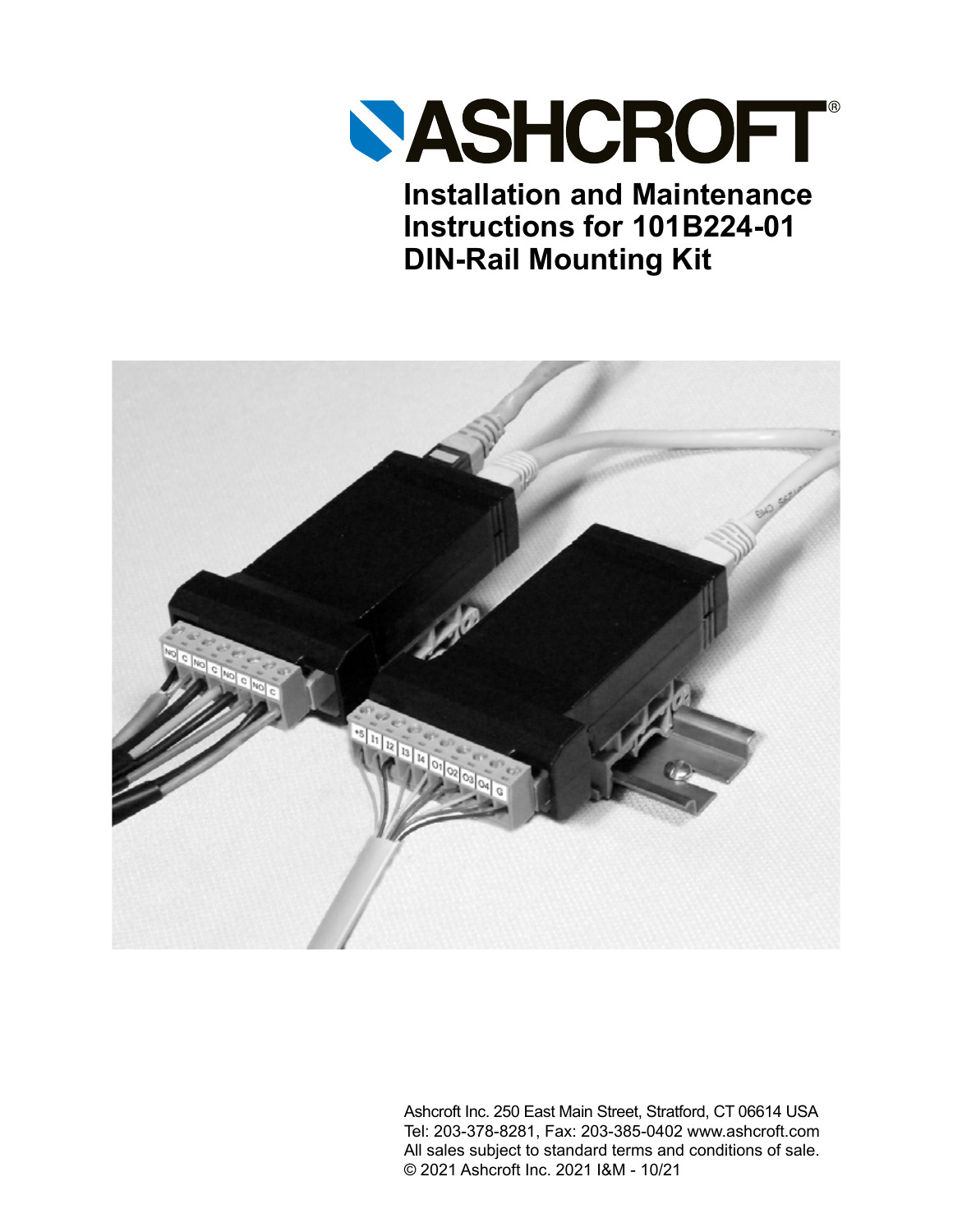# Installation and Maintenance Instructions for 101B224-01 DIN-Rail Mounting Kit

Ashcroft Inc. 250 East Main Street, Stratford, CT 06614 USA
Tel: 203-378-8281, Fax: 203-385-0402 www.ashcroft.com
All sales subject to standard terms and conditions of sale.
© 2021 Ashcroft Inc. 2021 I&M - 10/21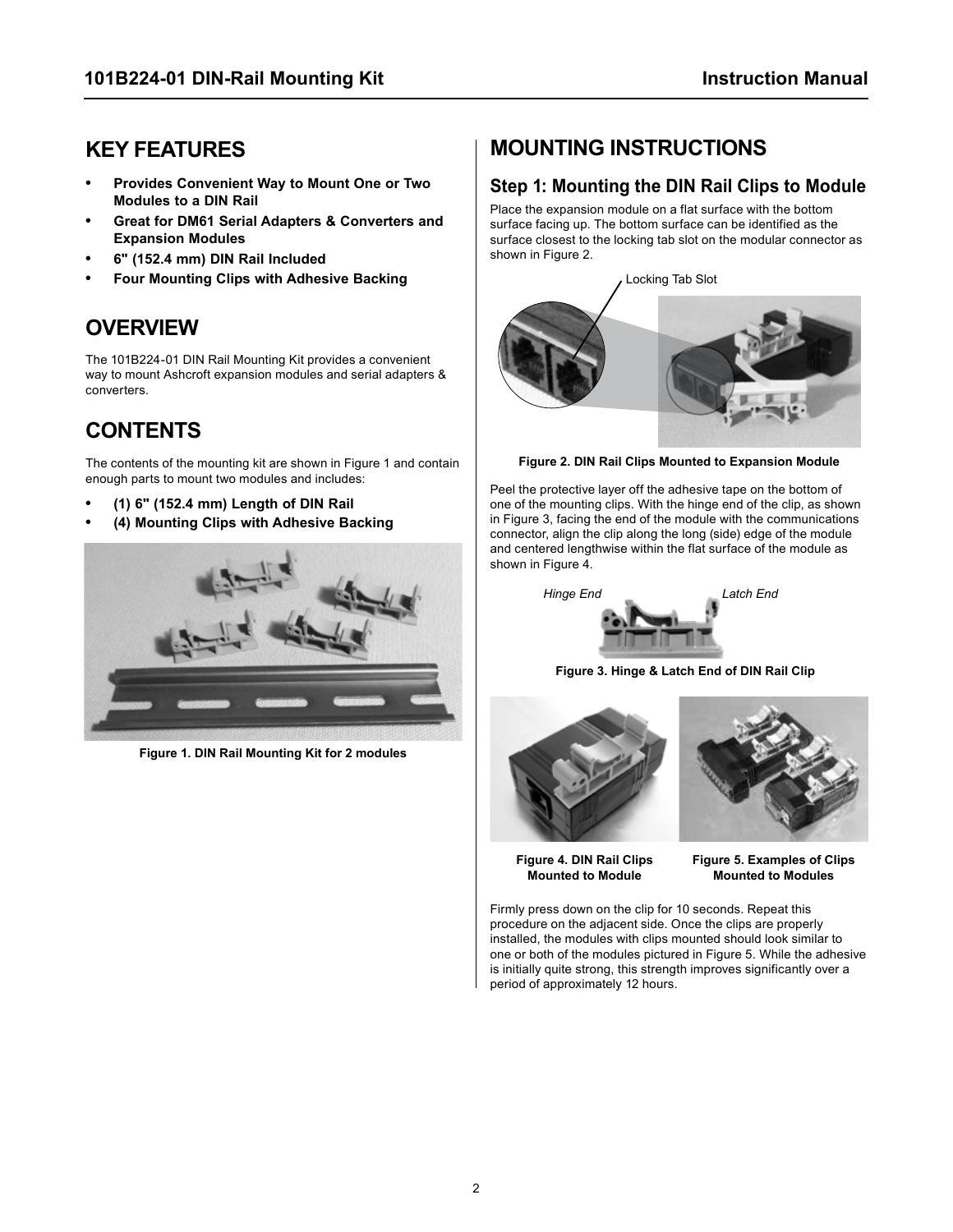## KEY FEATURES

- **Provides Convenient Way to Mount One or Two Modules to a DIN Rail**
- **Great for DM61 Serial Adapters & Converters and Expansion Modules**
- **6" (152.4 mm) DIN Rail Included**
- **Four Mounting Clips with Adhesive Backing**

## OVERVIEW

The 101B224-01 DIN Rail Mounting Kit provides a convenient way to mount Ashcroft expansion modules and serial adapters & converters.

## CONTENTS

The contents of the mounting kit are shown in Figure 1 and contain enough parts to mount two modules and includes:

- **(1) 6" (152.4 mm) Length of DIN Rail**
- **(4) Mounting Clips with Adhesive Backing**

**Figure 1. DIN Rail Mounting Kit for 2 modules**

## MOUNTING INSTRUCTIONS

### Step 1: Mounting the DIN Rail Clips to Module

Place the expansion module on a flat surface with the bottom surface facing up. The bottom surface can be identified as the surface closest to the locking tab slot on the modular connector as shown in Figure 2.

Locking Tab Slot

**Figure 2. DIN Rail Clips Mounted to Expansion Module**

Peel the protective layer off the adhesive tape on the bottom of one of the mounting clips. With the hinge end of the clip, as shown in Figure 3, facing the end of the module with the communications connector, align the clip along the long (side) edge of the module and centered lengthwise within the flat surface of the module as shown in Figure 4.

*Hinge End* *Latch End*

**Figure 3. Hinge & Latch End of DIN Rail Clip**

**Figure 4. DIN Rail Clips Mounted to Module**

**Figure 5. Examples of Clips Mounted to Modules**

Firmly press down on the clip for 10 seconds. Repeat this procedure on the adjacent side. Once the clips are properly installed, the modules with clips mounted should look similar to one or both of the modules pictured in Figure 5. While the adhesive is initially quite strong, this strength improves significantly over a period of approximately 12 hours.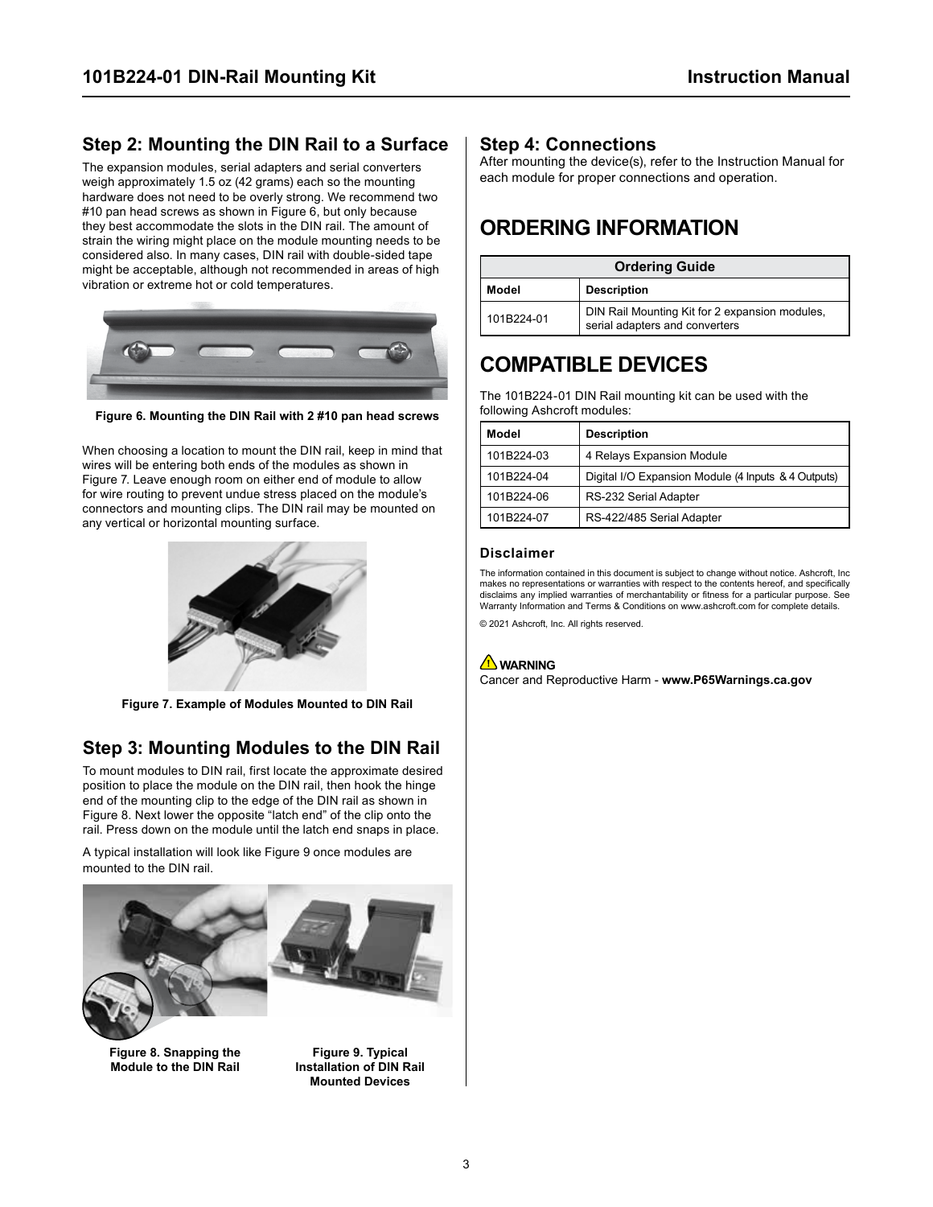## Step 2: Mounting the DIN Rail to a Surface

The expansion modules, serial adapters and serial converters weigh approximately 1.5 oz (42 grams) each so the mounting hardware does not need to be overly strong. We recommend two #10 pan head screws as shown in Figure 6, but only because they best accommodate the slots in the DIN rail. The amount of strain the wiring might place on the module mounting needs to be considered also. In many cases, DIN rail with double-sided tape might be acceptable, although not recommended in areas of high vibration or extreme hot or cold temperatures.

**Figure 6. Mounting the DIN Rail with 2 #10 pan head screws**

When choosing a location to mount the DIN rail, keep in mind that wires will be entering both ends of the modules as shown in Figure 7. Leave enough room on either end of module to allow for wire routing to prevent undue stress placed on the module's connectors and mounting clips. The DIN rail may be mounted on any vertical or horizontal mounting surface.

**Figure 7. Example of Modules Mounted to DIN Rail**

## Step 3: Mounting Modules to the DIN Rail

To mount modules to DIN rail, first locate the approximate desired position to place the module on the DIN rail, then hook the hinge end of the mounting clip to the edge of the DIN rail as shown in Figure 8. Next lower the opposite "latch end" of the clip onto the rail. Press down on the module until the latch end snaps in place.

A typical installation will look like Figure 9 once modules are mounted to the DIN rail.

**Figure 8. Snapping the Module to the DIN Rail**

**Figure 9. Typical Installation of DIN Rail Mounted Devices**

## Step 4: Connections

After mounting the device(s), refer to the Instruction Manual for each module for proper connections and operation.

# ORDERING INFORMATION

| Ordering Guide | |
|---|---|
| **Model** | **Description** |
| 101B224-01 | DIN Rail Mounting Kit for 2 expansion modules, serial adapters and converters |

# COMPATIBLE DEVICES

The 101B224-01 DIN Rail mounting kit can be used with the following Ashcroft modules:

| Model | Description |
|---|---|
| 101B224-03 | 4 Relays Expansion Module |
| 101B224-04 | Digital I/O Expansion Module (4 Inputs & 4 Outputs) |
| 101B224-06 | RS-232 Serial Adapter |
| 101B224-07 | RS-422/485 Serial Adapter |

### Disclaimer

The information contained in this document is subject to change without notice. Ashcroft, Inc makes no representations or warranties with respect to the contents hereof, and specifically disclaims any implied warranties of merchantability or fitness for a particular purpose. See Warranty Information and Terms & Conditions on www.ashcroft.com for complete details.

© 2021 Ashcroft, Inc. All rights reserved.

**WARNING**

Cancer and Reproductive Harm - **www.P65Warnings.ca.gov**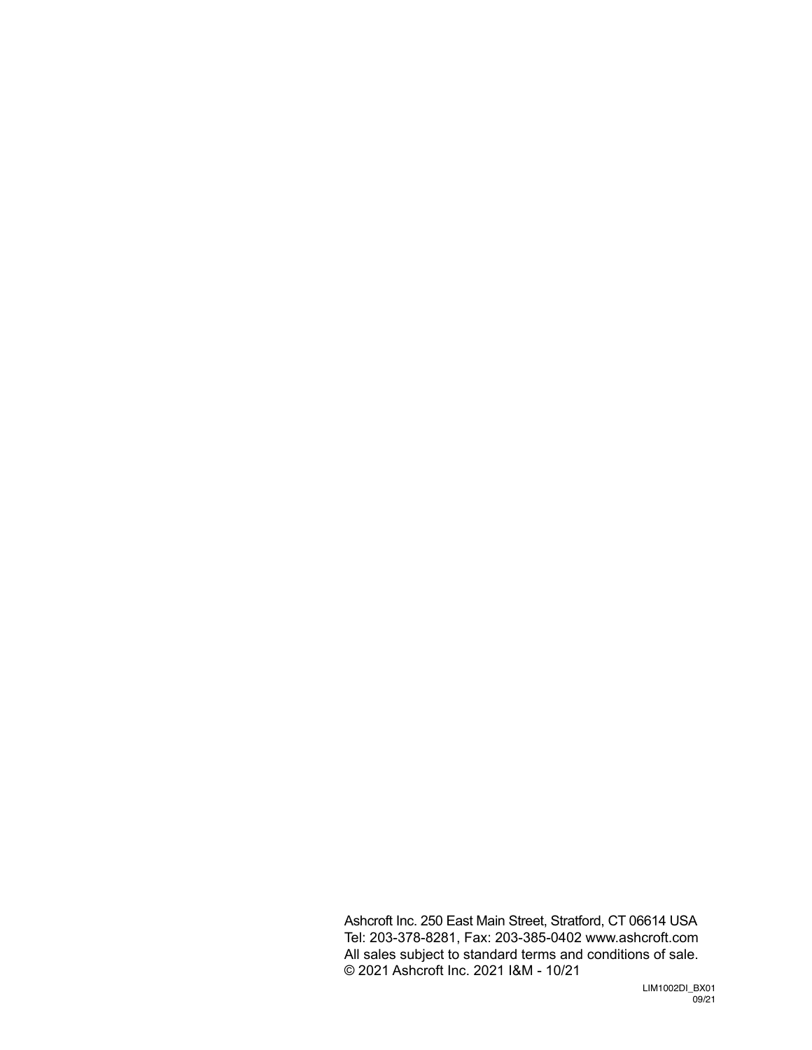Ashcroft Inc. 250 East Main Street, Stratford, CT 06614 USA
Tel: 203-378-8281, Fax: 203-385-0402 www.ashcroft.com
All sales subject to standard terms and conditions of sale.
© 2021 Ashcroft Inc. 2021 I&M - 10/21

LIM1002DI_BX01
09/21